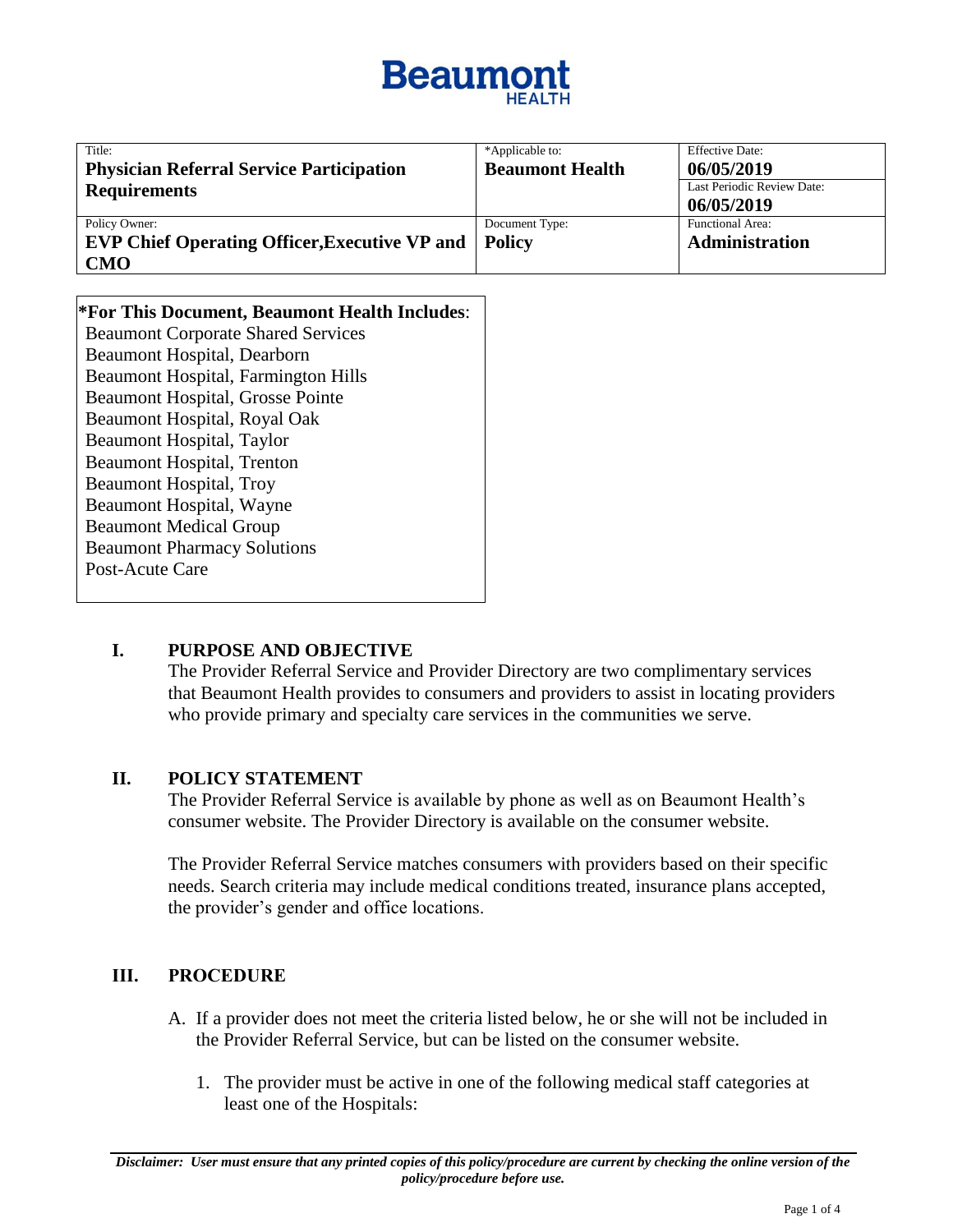# Beaumont HEALTH

| Title: **Physician Referral Service Participation Requirements** | *Applicable to: **Beaumont Health** | Effective Date: **06/05/2019** Last Periodic Review Date: **06/05/2019** |
|---|---|---|
| Policy Owner: **EVP Chief Operating Officer,Executive VP and CMO** | Document Type: **Policy** | Functional Area: **Administration** |

**\*For This Document, Beaumont Health Includes**:
Beaumont Corporate Shared Services
Beaumont Hospital, Dearborn
Beaumont Hospital, Farmington Hills
Beaumont Hospital, Grosse Pointe
Beaumont Hospital, Royal Oak
Beaumont Hospital, Taylor
Beaumont Hospital, Trenton
Beaumont Hospital, Troy
Beaumont Hospital, Wayne
Beaumont Medical Group
Beaumont Pharmacy Solutions
Post-Acute Care

## I. PURPOSE AND OBJECTIVE

The Provider Referral Service and Provider Directory are two complimentary services that Beaumont Health provides to consumers and providers to assist in locating providers who provide primary and specialty care services in the communities we serve.

## II. POLICY STATEMENT

The Provider Referral Service is available by phone as well as on Beaumont Health's consumer website. The Provider Directory is available on the consumer website.

The Provider Referral Service matches consumers with providers based on their specific needs. Search criteria may include medical conditions treated, insurance plans accepted, the provider's gender and office locations.

## III. PROCEDURE

A. If a provider does not meet the criteria listed below, he or she will not be included in the Provider Referral Service, but can be listed on the consumer website.

1. The provider must be active in one of the following medical staff categories at least one of the Hospitals:

*Disclaimer: User must ensure that any printed copies of this policy/procedure are current by checking the online version of the policy/procedure before use.*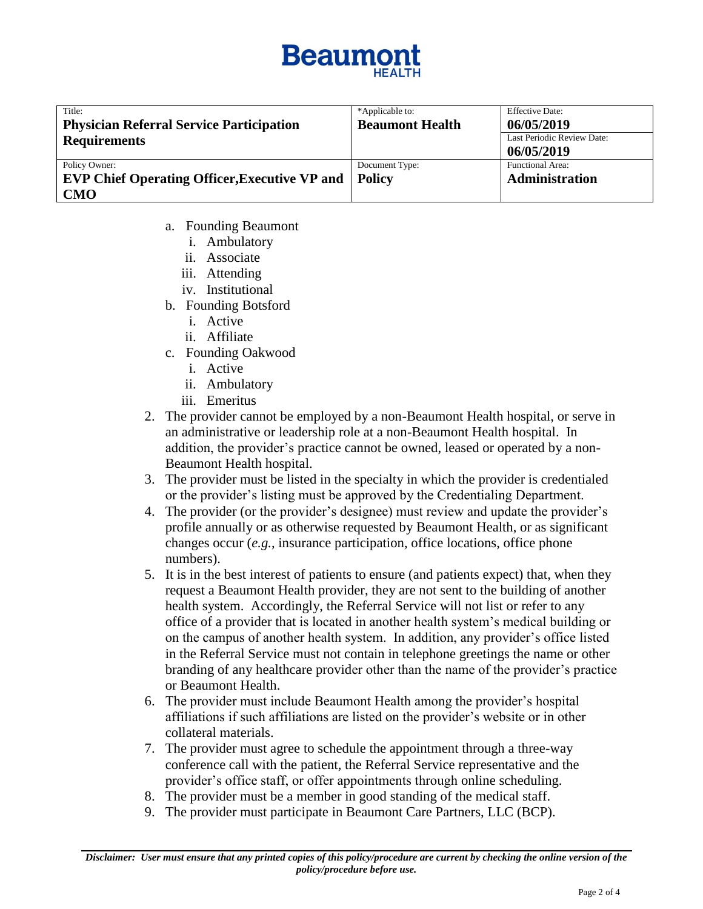- a. Founding Beaumont
  - i. Ambulatory
  - ii. Associate
  - iii. Attending
  - iv. Institutional
- b. Founding Botsford
  - i. Active
  - ii. Affiliate
- c. Founding Oakwood
  - i. Active
  - ii. Ambulatory
  - iii. Emeritus

2. The provider cannot be employed by a non-Beaumont Health hospital, or serve in an administrative or leadership role at a non-Beaumont Health hospital. In addition, the provider's practice cannot be owned, leased or operated by a non-Beaumont Health hospital.
3. The provider must be listed in the specialty in which the provider is credentialed or the provider's listing must be approved by the Credentialing Department.
4. The provider (or the provider's designee) must review and update the provider's profile annually or as otherwise requested by Beaumont Health, or as significant changes occur (*e.g.*, insurance participation, office locations, office phone numbers).
5. It is in the best interest of patients to ensure (and patients expect) that, when they request a Beaumont Health provider, they are not sent to the building of another health system. Accordingly, the Referral Service will not list or refer to any office of a provider that is located in another health system's medical building or on the campus of another health system. In addition, any provider's office listed in the Referral Service must not contain in telephone greetings the name or other branding of any healthcare provider other than the name of the provider's practice or Beaumont Health.
6. The provider must include Beaumont Health among the provider's hospital affiliations if such affiliations are listed on the provider's website or in other collateral materials.
7. The provider must agree to schedule the appointment through a three-way conference call with the patient, the Referral Service representative and the provider's office staff, or offer appointments through online scheduling.
8. The provider must be a member in good standing of the medical staff.
9. The provider must participate in Beaumont Care Partners, LLC (BCP).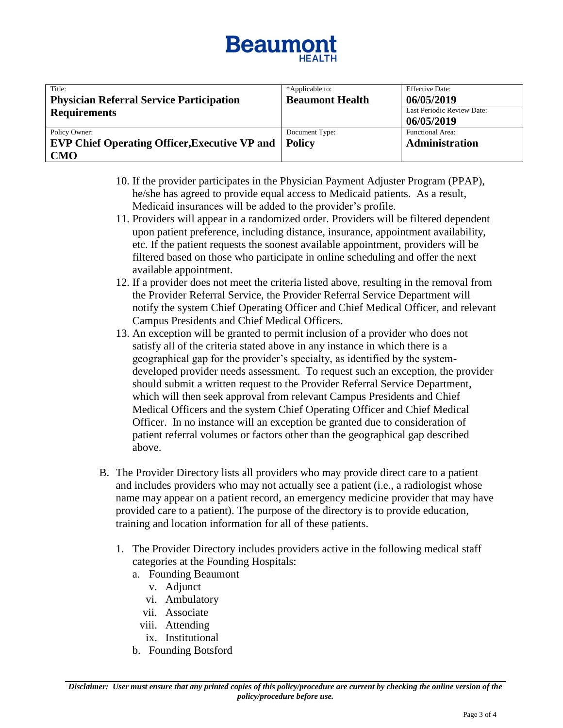| Title: | *Applicable to: | Effective Date: |
|---|---|---|
| **Physician Referral Service Participation Requirements** | **Beaumont Health** | **06/05/2019** |
| | | Last Periodic Review Date: **06/05/2019** |
| Policy Owner: **EVP Chief Operating Officer,Executive VP and CMO** | Document Type: **Policy** | Functional Area: **Administration** |

10. If the provider participates in the Physician Payment Adjuster Program (PPAP), he/she has agreed to provide equal access to Medicaid patients. As a result, Medicaid insurances will be added to the provider's profile.
11. Providers will appear in a randomized order. Providers will be filtered dependent upon patient preference, including distance, insurance, appointment availability, etc. If the patient requests the soonest available appointment, providers will be filtered based on those who participate in online scheduling and offer the next available appointment.
12. If a provider does not meet the criteria listed above, resulting in the removal from the Provider Referral Service, the Provider Referral Service Department will notify the system Chief Operating Officer and Chief Medical Officer, and relevant Campus Presidents and Chief Medical Officers.
13. An exception will be granted to permit inclusion of a provider who does not satisfy all of the criteria stated above in any instance in which there is a geographical gap for the provider's specialty, as identified by the system-developed provider needs assessment. To request such an exception, the provider should submit a written request to the Provider Referral Service Department, which will then seek approval from relevant Campus Presidents and Chief Medical Officers and the system Chief Operating Officer and Chief Medical Officer. In no instance will an exception be granted due to consideration of patient referral volumes or factors other than the geographical gap described above.

B. The Provider Directory lists all providers who may provide direct care to a patient and includes providers who may not actually see a patient (i.e., a radiologist whose name may appear on a patient record, an emergency medicine provider that may have provided care to a patient). The purpose of the directory is to provide education, training and location information for all of these patients.

1. The Provider Directory includes providers active in the following medical staff categories at the Founding Hospitals:
   a. Founding Beaumont
      v. Adjunct
      vi. Ambulatory
      vii. Associate
      viii. Attending
      ix. Institutional
   b. Founding Botsford

*Disclaimer: User must ensure that any printed copies of this policy/procedure are current by checking the online version of the policy/procedure before use.*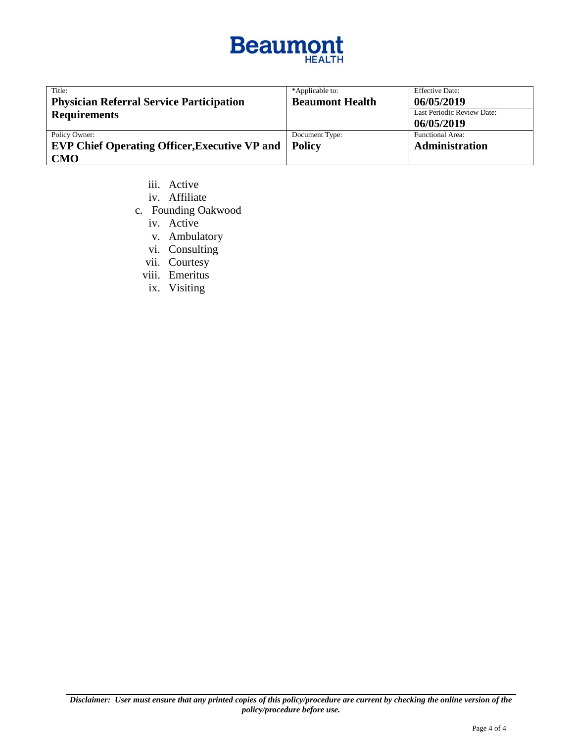- iii. Active
- iv. Affiliate

c. Founding Oakwood

- iv. Active
- v. Ambulatory
- vi. Consulting
- vii. Courtesy
- viii. Emeritus
- ix. Visiting